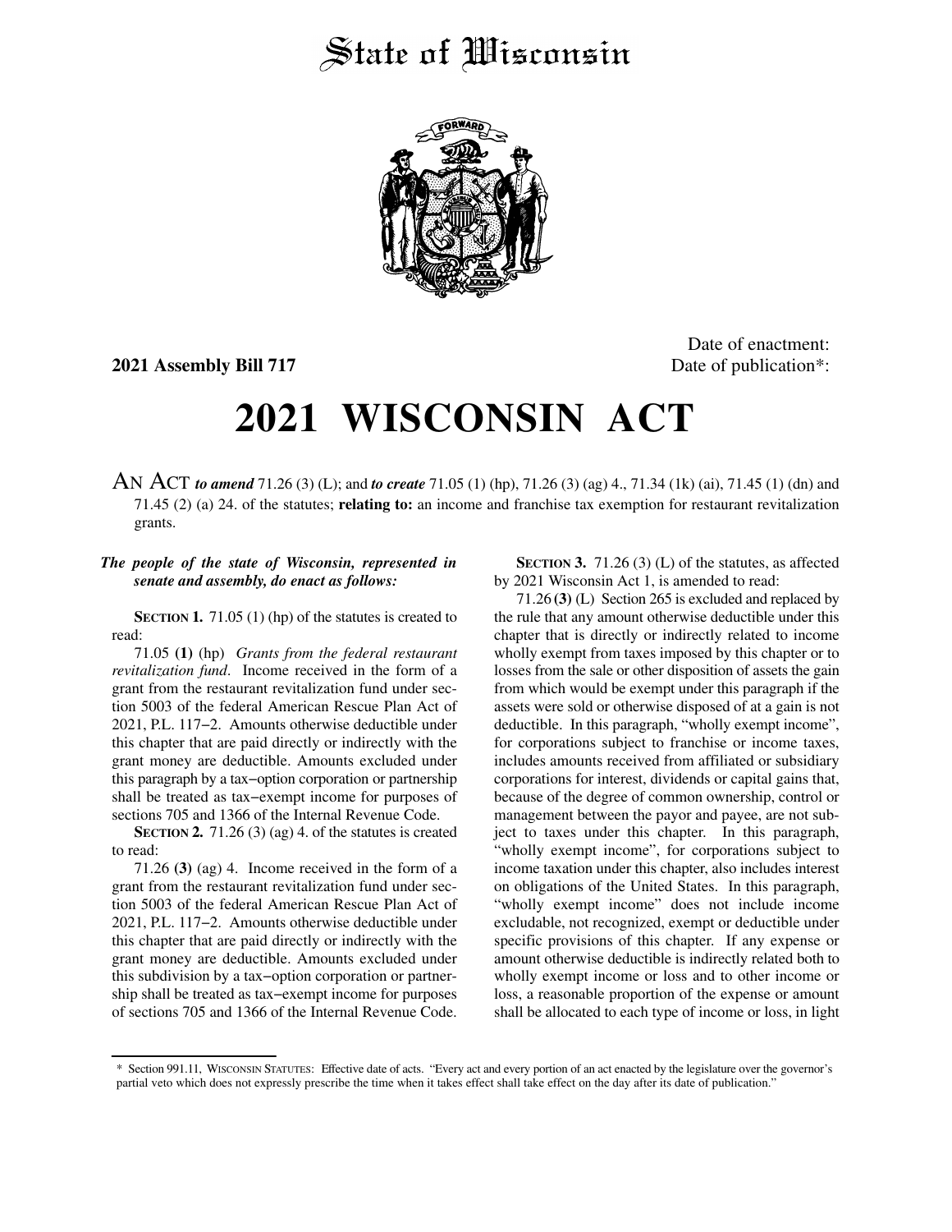# State of Wisconsin

**2021 Assembly Bill 717**

Date of enactment:
Date of publication*:

# 2021 WISCONSIN ACT

AN ACT ***to amend*** 71.26 (3) (L); and ***to create*** 71.05 (1) (hp), 71.26 (3) (ag) 4., 71.34 (1k) (ai), 71.45 (1) (dn) and 71.45 (2) (a) 24. of the statutes; **relating to:** an income and franchise tax exemption for restaurant revitalization grants.

***The people of the state of Wisconsin, represented in senate and assembly, do enact as follows:***

**SECTION 1.** 71.05 (1) (hp) of the statutes is created to read:

71.05 **(1)** (hp) *Grants from the federal restaurant revitalization fund*. Income received in the form of a grant from the restaurant revitalization fund under section 5003 of the federal American Rescue Plan Act of 2021, P.L. 117−2. Amounts otherwise deductible under this chapter that are paid directly or indirectly with the grant money are deductible. Amounts excluded under this paragraph by a tax−option corporation or partnership shall be treated as tax−exempt income for purposes of sections 705 and 1366 of the Internal Revenue Code.

**SECTION 2.** 71.26 (3) (ag) 4. of the statutes is created to read:

71.26 **(3)** (ag) 4. Income received in the form of a grant from the restaurant revitalization fund under section 5003 of the federal American Rescue Plan Act of 2021, P.L. 117−2. Amounts otherwise deductible under this chapter that are paid directly or indirectly with the grant money are deductible. Amounts excluded under this subdivision by a tax−option corporation or partnership shall be treated as tax−exempt income for purposes of sections 705 and 1366 of the Internal Revenue Code.

**SECTION 3.** 71.26 (3) (L) of the statutes, as affected by 2021 Wisconsin Act 1, is amended to read:

71.26 **(3)** (L) Section 265 is excluded and replaced by the rule that any amount otherwise deductible under this chapter that is directly or indirectly related to income wholly exempt from taxes imposed by this chapter or to losses from the sale or other disposition of assets the gain from which would be exempt under this paragraph if the assets were sold or otherwise disposed of at a gain is not deductible. In this paragraph, "wholly exempt income", for corporations subject to franchise or income taxes, includes amounts received from affiliated or subsidiary corporations for interest, dividends or capital gains that, because of the degree of common ownership, control or management between the payor and payee, are not subject to taxes under this chapter. In this paragraph, "wholly exempt income", for corporations subject to income taxation under this chapter, also includes interest on obligations of the United States. In this paragraph, "wholly exempt income" does not include income excludable, not recognized, exempt or deductible under specific provisions of this chapter. If any expense or amount otherwise deductible is indirectly related both to wholly exempt income or loss and to other income or loss, a reasonable proportion of the expense or amount shall be allocated to each type of income or loss, in light

\* Section 991.11, WISCONSIN STATUTES: Effective date of acts. "Every act and every portion of an act enacted by the legislature over the governor's partial veto which does not expressly prescribe the time when it takes effect shall take effect on the day after its date of publication."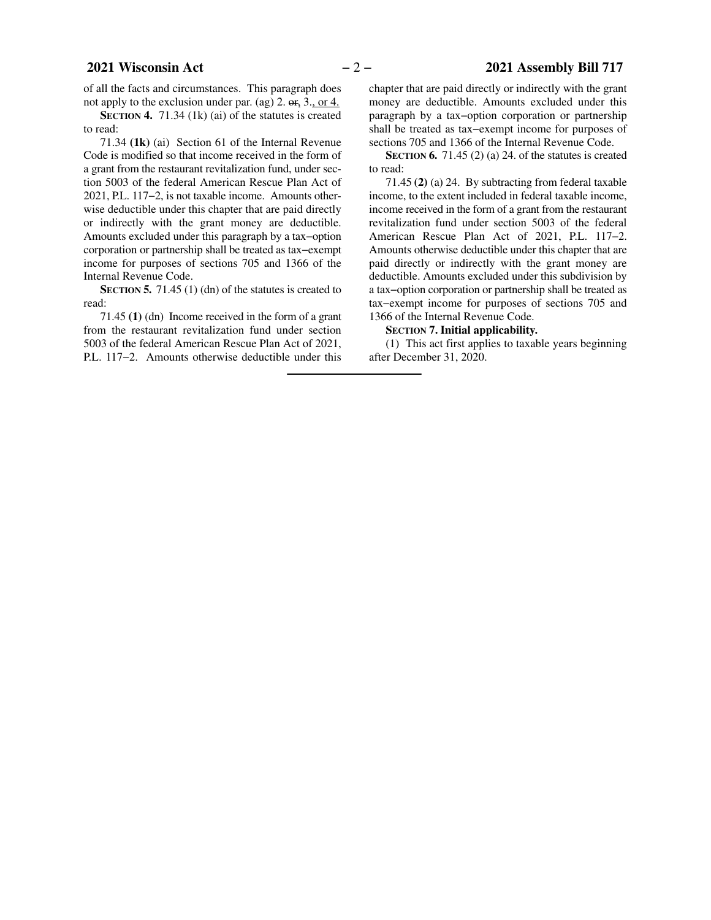of all the facts and circumstances. This paragraph does not apply to the exclusion under par. (ag) 2. ~~or,~~ 3., or 4.

**SECTION 4.** 71.34 (1k) (ai) of the statutes is created to read:

71.34 **(1k)** (ai) Section 61 of the Internal Revenue Code is modified so that income received in the form of a grant from the restaurant revitalization fund, under section 5003 of the federal American Rescue Plan Act of 2021, P.L. 117−2, is not taxable income. Amounts otherwise deductible under this chapter that are paid directly or indirectly with the grant money are deductible. Amounts excluded under this paragraph by a tax−option corporation or partnership shall be treated as tax−exempt income for purposes of sections 705 and 1366 of the Internal Revenue Code.

**SECTION 5.** 71.45 (1) (dn) of the statutes is created to read:

71.45 **(1)** (dn) Income received in the form of a grant from the restaurant revitalization fund under section 5003 of the federal American Rescue Plan Act of 2021, P.L. 117−2. Amounts otherwise deductible under this chapter that are paid directly or indirectly with the grant money are deductible. Amounts excluded under this paragraph by a tax−option corporation or partnership shall be treated as tax−exempt income for purposes of sections 705 and 1366 of the Internal Revenue Code.

**SECTION 6.** 71.45 (2) (a) 24. of the statutes is created to read:

71.45 **(2)** (a) 24. By subtracting from federal taxable income, to the extent included in federal taxable income, income received in the form of a grant from the restaurant revitalization fund under section 5003 of the federal American Rescue Plan Act of 2021, P.L. 117−2. Amounts otherwise deductible under this chapter that are paid directly or indirectly with the grant money are deductible. Amounts excluded under this subdivision by a tax−option corporation or partnership shall be treated as tax−exempt income for purposes of sections 705 and 1366 of the Internal Revenue Code.

**SECTION 7. Initial applicability.**

(1) This act first applies to taxable years beginning after December 31, 2020.